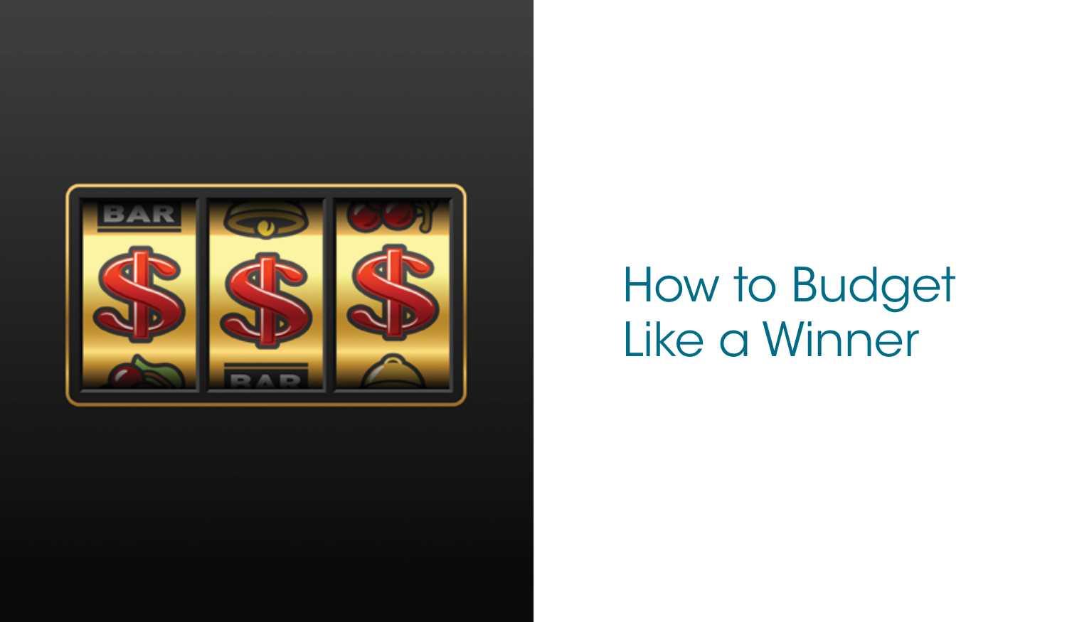# How to Budget Like a Winner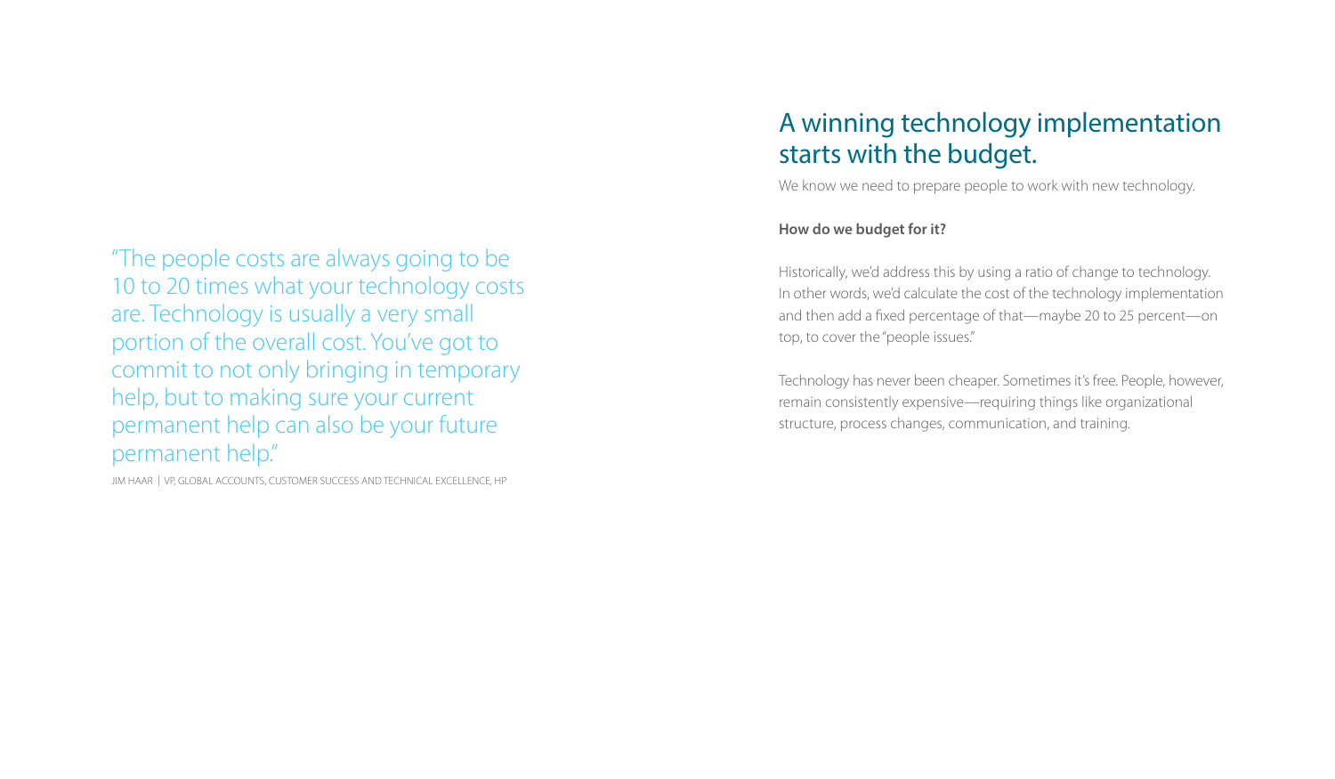> "The people costs are always going to be 10 to 20 times what your technology costs are. Technology is usually a very small portion of the overall cost. You've got to commit to not only bringing in temporary help, but to making sure your current permanent help can also be your future permanent help."

JIM HAAR | VP, GLOBAL ACCOUNTS, CUSTOMER SUCCESS AND TECHNICAL EXCELLENCE, HP

## A winning technology implementation starts with the budget.

We know we need to prepare people to work with new technology.

**How do we budget for it?**

Historically, we'd address this by using a ratio of change to technology. In other words, we'd calculate the cost of the technology implementation and then add a fixed percentage of that—maybe 20 to 25 percent—on top, to cover the "people issues."

Technology has never been cheaper. Sometimes it's free. People, however, remain consistently expensive—requiring things like organizational structure, process changes, communication, and training.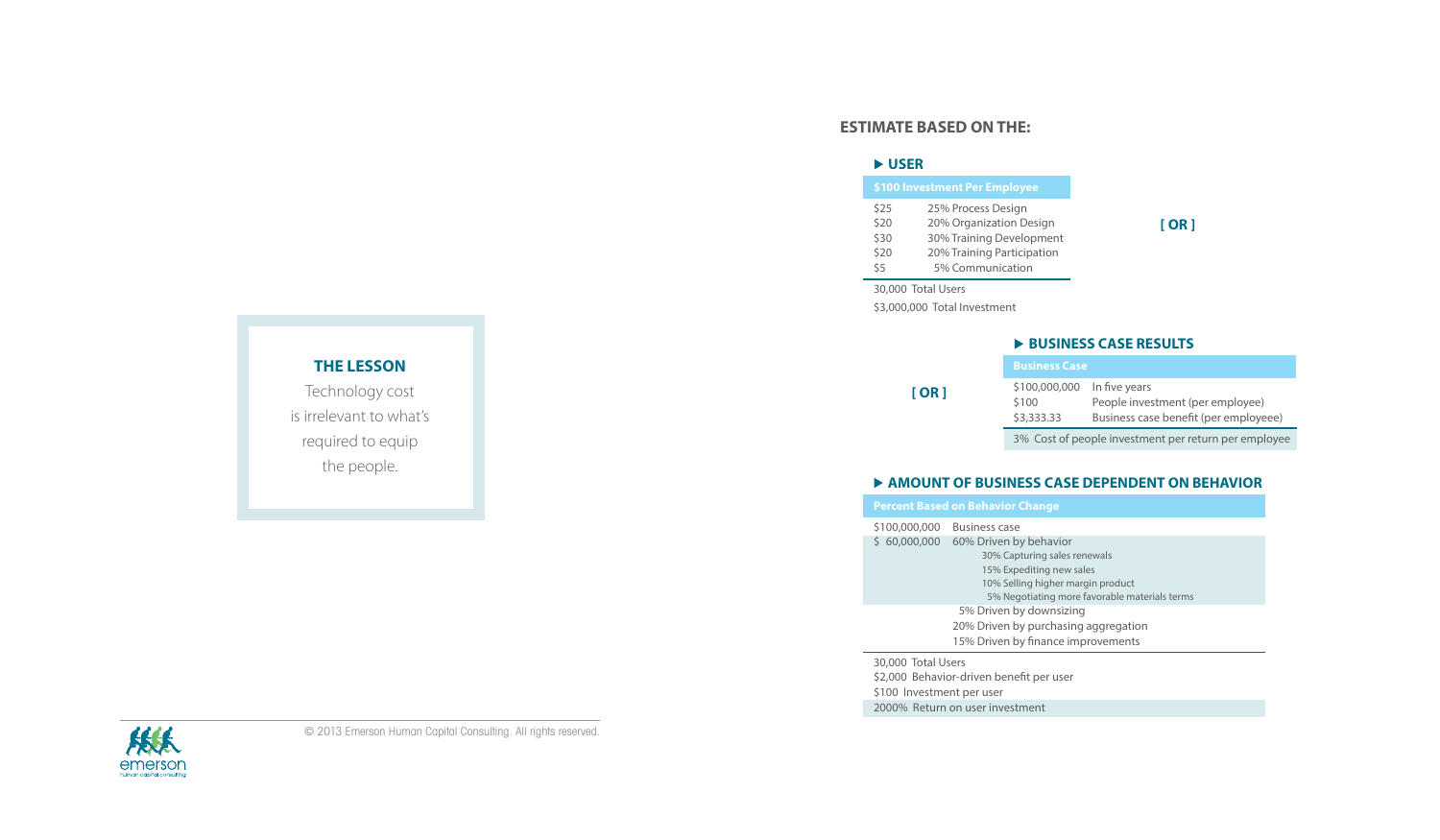### THE LESSON

Technology cost is irrelevant to what's required to equip the people.

## ESTIMATE BASED ON THE:

### ▶ USER

| $100 Investment Per Employee | |
|---|---|
| $25 | 25% Process Design |
| $20 | 20% Organization Design |
| $30 | 30% Training Development |
| $20 | 20% Training Participation |
| $5 | 5% Communication |

30,000 Total Users

$3,000,000 Total Investment

**[ OR ]**

### ▶ BUSINESS CASE RESULTS

| Business Case | |
|---|---|
| $100,000,000 | In five years |
| $100 | People investment (per employee) |
| $3,333.33 | Business case benefit (per employeee) |

3% Cost of people investment per return per employee

**[ OR ]**

### ▶ AMOUNT OF BUSINESS CASE DEPENDENT ON BEHAVIOR

| Percent Based on Behavior Change | |
|---|---|
| $100,000,000 | Business case |
| $ 60,000,000 | 60% Driven by behavior |
| | 30% Capturing sales renewals |
| | 15% Expediting new sales |
| | 10% Selling higher margin product |
| | 5% Negotiating more favorable materials terms |
| | 5% Driven by downsizing |
| | 20% Driven by purchasing aggregation |
| | 15% Driven by finance improvements |

30,000 Total Users

$2,000 Behavior-driven benefit per user

$100 Investment per user

2000% Return on user investment

© 2013 Emerson Human Capital Consulting. All rights reserved.